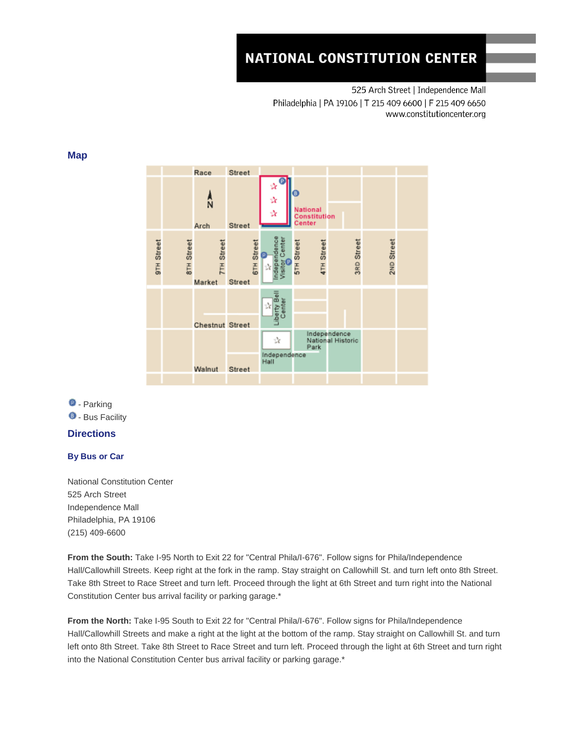# NATIONAL CONSTITUTION CENTER

525 Arch Street | Independence Mall
Philadelphia | PA 19106 | T 215 409 6600 | F 215 409 6650
www.constitutioncenter.org

## Map

- Parking
- Bus Facility

## Directions

### By Bus or Car

National Constitution Center
525 Arch Street
Independence Mall
Philadelphia, PA 19106
(215) 409-6600

**From the South:** Take I-95 North to Exit 22 for "Central Phila/I-676". Follow signs for Phila/Independence Hall/Callowhill Streets. Keep right at the fork in the ramp. Stay straight on Callowhill St. and turn left onto 8th Street. Take 8th Street to Race Street and turn left. Proceed through the light at 6th Street and turn right into the National Constitution Center bus arrival facility or parking garage.*

**From the North:** Take I-95 South to Exit 22 for "Central Phila/I-676". Follow signs for Phila/Independence Hall/Callowhill Streets and make a right at the light at the bottom of the ramp. Stay straight on Callowhill St. and turn left onto 8th Street. Take 8th Street to Race Street and turn left. Proceed through the light at 6th Street and turn right into the National Constitution Center bus arrival facility or parking garage.*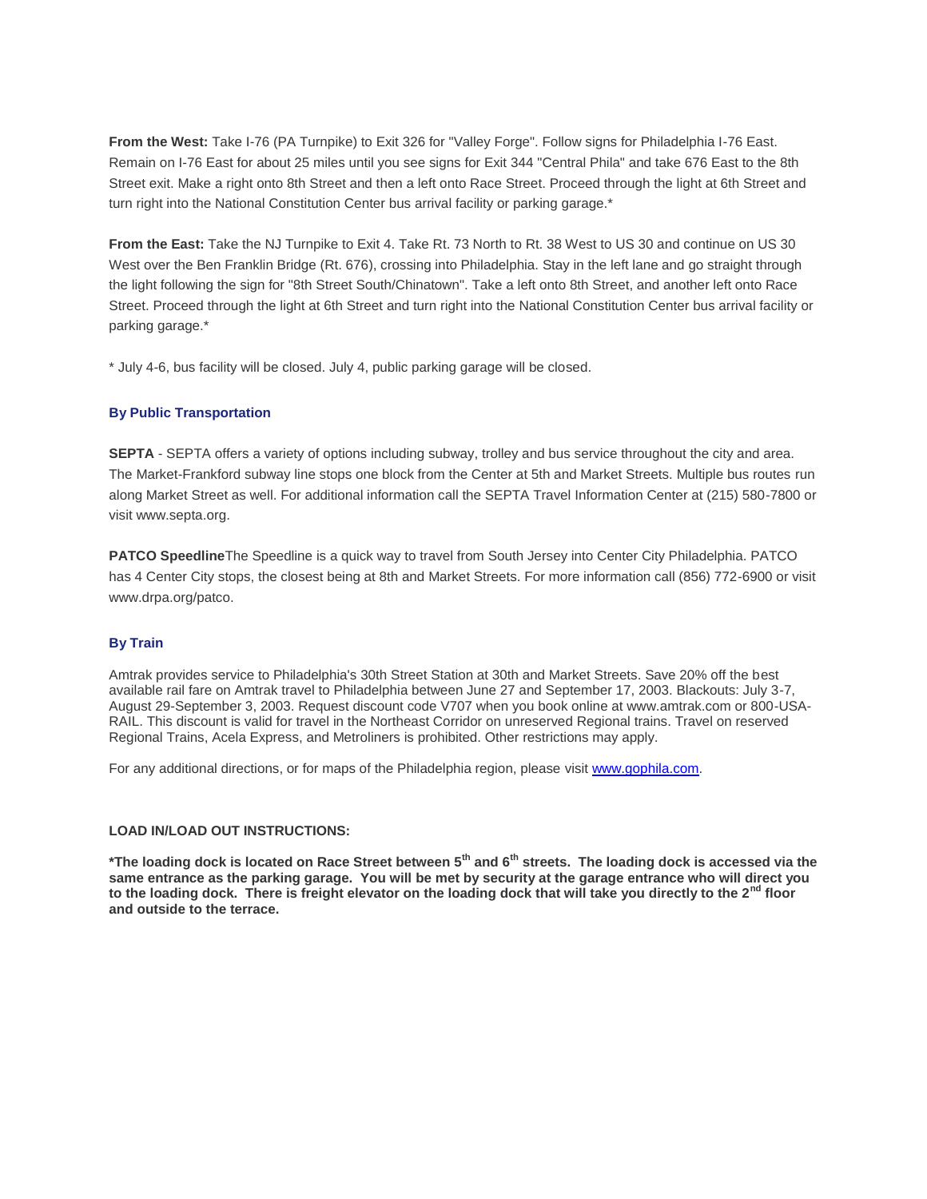**From the West:** Take I-76 (PA Turnpike) to Exit 326 for "Valley Forge". Follow signs for Philadelphia I-76 East. Remain on I-76 East for about 25 miles until you see signs for Exit 344 "Central Phila" and take 676 East to the 8th Street exit. Make a right onto 8th Street and then a left onto Race Street. Proceed through the light at 6th Street and turn right into the National Constitution Center bus arrival facility or parking garage.*

**From the East:** Take the NJ Turnpike to Exit 4. Take Rt. 73 North to Rt. 38 West to US 30 and continue on US 30 West over the Ben Franklin Bridge (Rt. 676), crossing into Philadelphia. Stay in the left lane and go straight through the light following the sign for "8th Street South/Chinatown". Take a left onto 8th Street, and another left onto Race Street. Proceed through the light at 6th Street and turn right into the National Constitution Center bus arrival facility or parking garage.*

* July 4-6, bus facility will be closed. July 4, public parking garage will be closed.

### By Public Transportation

**SEPTA** - SEPTA offers a variety of options including subway, trolley and bus service throughout the city and area. The Market-Frankford subway line stops one block from the Center at 5th and Market Streets. Multiple bus routes run along Market Street as well. For additional information call the SEPTA Travel Information Center at (215) 580-7800 or visit www.septa.org.

**PATCO Speedline**The Speedline is a quick way to travel from South Jersey into Center City Philadelphia. PATCO has 4 Center City stops, the closest being at 8th and Market Streets. For more information call (856) 772-6900 or visit www.drpa.org/patco.

### By Train

Amtrak provides service to Philadelphia's 30th Street Station at 30th and Market Streets. Save 20% off the best available rail fare on Amtrak travel to Philadelphia between June 27 and September 17, 2003. Blackouts: July 3-7, August 29-September 3, 2003. Request discount code V707 when you book online at www.amtrak.com or 800-USA-RAIL. This discount is valid for travel in the Northeast Corridor on unreserved Regional trains. Travel on reserved Regional Trains, Acela Express, and Metroliners is prohibited. Other restrictions may apply.

For any additional directions, or for maps of the Philadelphia region, please visit [www.gophila.com](www.gophila.com).

**LOAD IN/LOAD OUT INSTRUCTIONS:**

***The loading dock is located on Race Street between 5th and 6th streets. The loading dock is accessed via the same entrance as the parking garage. You will be met by security at the garage entrance who will direct you to the loading dock. There is freight elevator on the loading dock that will take you directly to the 2nd floor and outside to the terrace.**